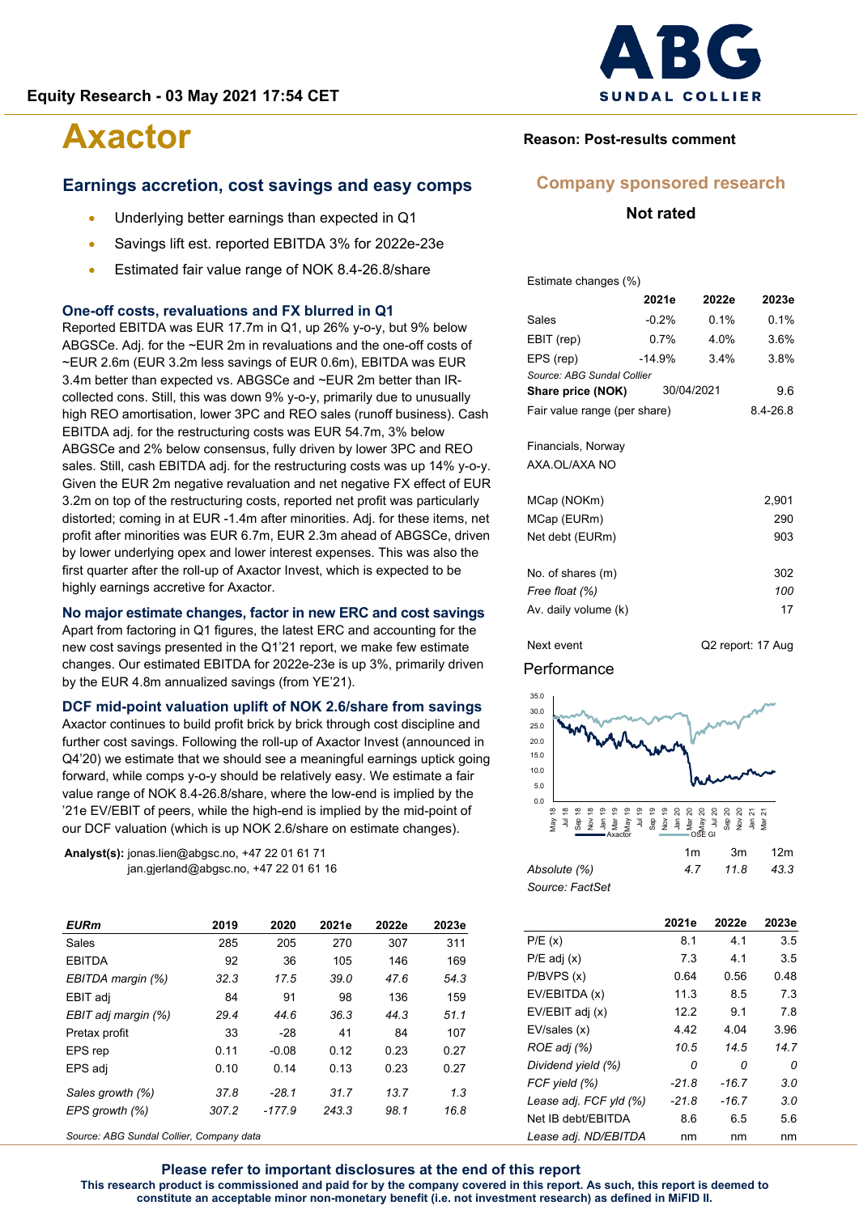Equity Research - 03 May 2021 17:54 CET

# Axactor

**Reason: Post-results comment**

**Company sponsored research**

**Not rated**

## Earnings accretion, cost savings and easy comps

- Underlying better earnings than expected in Q1
- Savings lift est. reported EBITDA 3% for 2022e-23e
- Estimated fair value range of NOK 8.4-26.8/share

### One-off costs, revaluations and FX blurred in Q1

Reported EBITDA was EUR 17.7m in Q1, up 26% y-o-y, but 9% below ABGSCe. Adj. for the ~EUR 2m in revaluations and the one-off costs of ~EUR 2.6m (EUR 3.2m less savings of EUR 0.6m), EBITDA was EUR 3.4m better than expected vs. ABGSCe and ~EUR 2m better than IR-collected cons. Still, this was down 9% y-o-y, primarily due to unusually high REO amortisation, lower 3PC and REO sales (runoff business). Cash EBITDA adj. for the restructuring costs was EUR 54.7m, 3% below ABGSCe and 2% below consensus, fully driven by lower 3PC and REO sales. Still, cash EBITDA adj. for the restructuring costs was up 14% y-o-y. Given the EUR 2m negative revaluation and net negative FX effect of EUR 3.2m on top of the restructuring costs, reported net profit was particularly distorted; coming in at EUR -1.4m after minorities. Adj. for these items, net profit after minorities was EUR 6.7m, EUR 2.3m ahead of ABGSCe, driven by lower underlying opex and lower interest expenses. This was also the first quarter after the roll-up of Axactor Invest, which is expected to be highly earnings accretive for Axactor.

### No major estimate changes, factor in new ERC and cost savings

Apart from factoring in Q1 figures, the latest ERC and accounting for the new cost savings presented in the Q1'21 report, we make few estimate changes. Our estimated EBITDA for 2022e-23e is up 3%, primarily driven by the EUR 4.8m annualized savings (from YE'21).

### DCF mid-point valuation uplift of NOK 2.6/share from savings

Axactor continues to build profit brick by brick through cost discipline and further cost savings. Following the roll-up of Axactor Invest (announced in Q4'20) we estimate that we should see a meaningful earnings uptick going forward, while comps y-o-y should be relatively easy. We estimate a fair value range of NOK 8.4-26.8/share, where the low-end is implied by the '21e EV/EBIT of peers, while the high-end is implied by the mid-point of our DCF valuation (which is up NOK 2.6/share on estimate changes).

Analyst(s): jonas.lien@abgsc.no, +47 22 01 61 71
jan.gjerland@abgsc.no, +47 22 01 61 16

| *EURm* | 2019 | 2020 | 2021e | 2022e | 2023e |
|---|---|---|---|---|---|
| Sales | 285 | 205 | 270 | 307 | 311 |
| EBITDA | 92 | 36 | 105 | 146 | 169 |
| *EBITDA margin (%)* | *32.3* | *17.5* | *39.0* | *47.6* | *54.3* |
| EBIT adj | 84 | 91 | 98 | 136 | 159 |
| *EBIT adj margin (%)* | *29.4* | *44.6* | *36.3* | *44.3* | *51.1* |
| Pretax profit | 33 | -28 | 41 | 84 | 107 |
| EPS rep | 0.11 | -0.08 | 0.12 | 0.23 | 0.27 |
| EPS adj | 0.10 | 0.14 | 0.13 | 0.23 | 0.27 |
| *Sales growth (%)* | *37.8* | *-28.1* | *31.7* | *13.7* | *1.3* |
| *EPS growth (%)* | *307.2* | *-177.9* | *243.3* | *98.1* | *16.8* |

Source: ABG Sundal Collier, Company data

| Estimate changes (%) | 2021e | 2022e | 2023e |
|---|---|---|---|
| Sales | -0.2% | 0.1% | 0.1% |
| EBIT (rep) | 0.7% | 4.0% | 3.6% |
| EPS (rep) | -14.9% | 3.4% | 3.8% |

*Source: ABG Sundal Collier*

| | | |
|---|---|---|
| **Share price (NOK)** | 30/04/2021 | 9.6 |
| Fair value range (per share) | | 8.4-26.8 |

Financials, Norway
AXA.OL/AXA NO

| | |
|---|---|
| MCap (NOKm) | 2,901 |
| MCap (EURm) | 290 |
| Net debt (EURm) | 903 |
| No. of shares (m) | 302 |
| *Free float (%)* | *100* |
| Av. daily volume (k) | 17 |
| Next event | Q2 report: 17 Aug |

Performance

| | 1m | 3m | 12m |
|---|---|---|---|
| *Absolute (%)* | *4.7* | *11.8* | *43.3* |

*Source: FactSet*

| | 2021e | 2022e | 2023e |
|---|---|---|---|
| P/E (x) | 8.1 | 4.1 | 3.5 |
| P/E adj (x) | 7.3 | 4.1 | 3.5 |
| P/BVPS (x) | 0.64 | 0.56 | 0.48 |
| EV/EBITDA (x) | 11.3 | 8.5 | 7.3 |
| EV/EBIT adj (x) | 12.2 | 9.1 | 7.8 |
| EV/sales (x) | 4.42 | 4.04 | 3.96 |
| *ROE adj (%)* | *10.5* | *14.5* | *14.7* |
| *Dividend yield (%)* | *0* | *0* | *0* |
| *FCF yield (%)* | *-21.8* | *-16.7* | *3.0* |
| *Lease adj. FCF yld (%)* | *-21.8* | *-16.7* | *3.0* |
| Net IB debt/EBITDA | 8.6 | 6.5 | 5.6 |
| *Lease adj. ND/EBITDA* | nm | nm | nm |

**Please refer to important disclosures at the end of this report**

**This research product is commissioned and paid for by the company covered in this report. As such, this report is deemed to constitute an acceptable minor non-monetary benefit (i.e. not investment research) as defined in MiFID II.**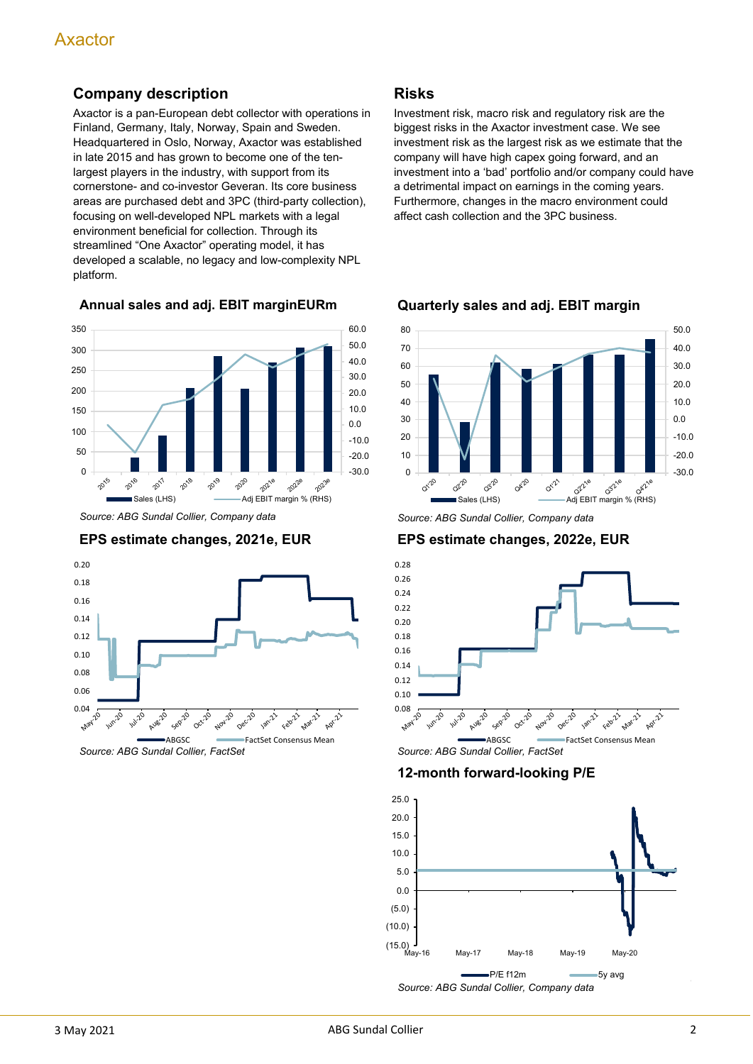## Company description

Axactor is a pan-European debt collector with operations in Finland, Germany, Italy, Norway, Spain and Sweden. Headquartered in Oslo, Norway, Axactor was established in late 2015 and has grown to become one of the ten-largest players in the industry, with support from its cornerstone- and co-investor Geveran. Its core business areas are purchased debt and 3PC (third-party collection), focusing on well-developed NPL markets with a legal environment beneficial for collection. Through its streamlined "One Axactor" operating model, it has developed a scalable, no legacy and low-complexity NPL platform.

## Risks

Investment risk, macro risk and regulatory risk are the biggest risks in the Axactor investment case. We see investment risk as the largest risk as we estimate that the company will have high capex going forward, and an investment into a 'bad' portfolio and/or company could have a detrimental impact on earnings in the coming years. Furthermore, changes in the macro environment could affect cash collection and the 3PC business.

### Annual sales and adj. EBIT marginEURm

Source: ABG Sundal Collier, Company data

### Quarterly sales and adj. EBIT margin

Source: ABG Sundal Collier, Company data

### EPS estimate changes, 2021e, EUR

Source: ABG Sundal Collier, FactSet

### EPS estimate changes, 2022e, EUR

Source: ABG Sundal Collier, FactSet

### 12-month forward-looking P/E

Source: ABG Sundal Collier, Company data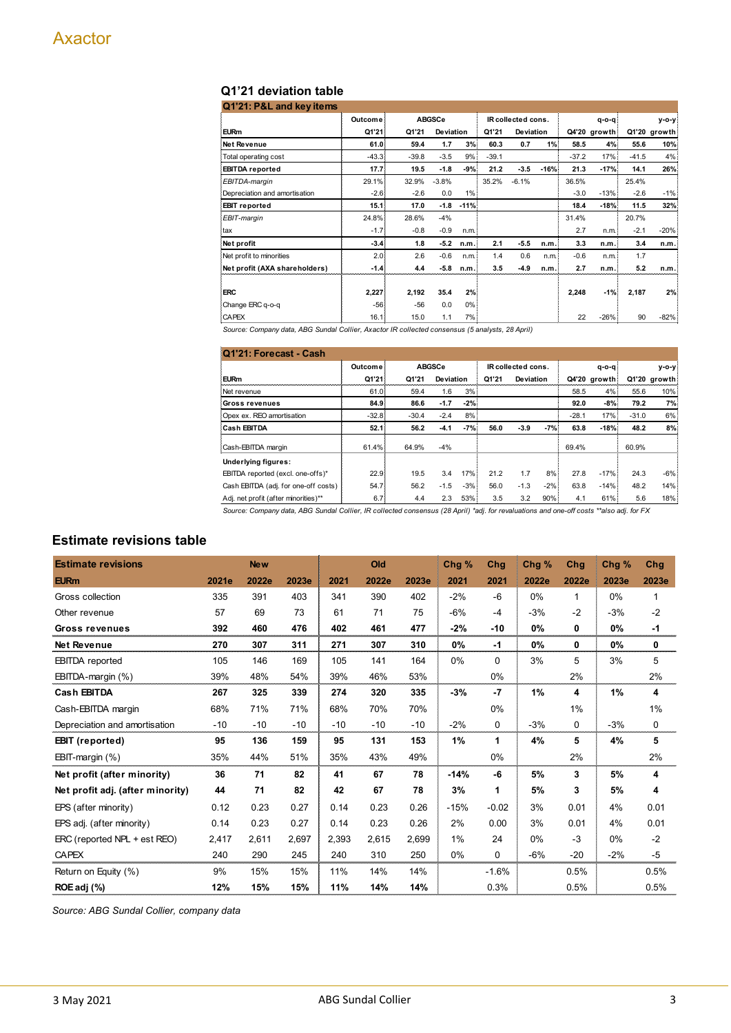## Q1'21 deviation table

| Q1'21: P&L and key items | Outcome | ABGSCe | | | IR collected cons. | | | | q-o-q | | y-o-y |
|---|---|---|---|---|---|---|---|---|---|---|---|
| EURm | Q1'21 | Q1'21 | Deviation | | Q1'21 | Deviation | | Q4'20 | growth | Q1'20 | growth |
| **Net Revenue** | **61.0** | **59.4** | **1.7** | **3%** | **60.3** | **0.7** | **1%** | **58.5** | **4%** | **55.6** | **10%** |
| Total operating cost | -43.3 | -39.8 | -3.5 | 9% | -39.1 | | | -37.2 | 17% | -41.5 | 4% |
| **EBITDA reported** | **17.7** | **19.5** | **-1.8** | **-9%** | **21.2** | **-3.5** | **-16%** | **21.3** | **-17%** | **14.1** | **26%** |
| *EBITDA-margin* | 29.1% | 32.9% | -3.8% | | 35.2% | -6.1% | | 36.5% | | 25.4% | |
| Depreciation and amortisation | -2.6 | -2.6 | 0.0 | 1% | | | | -3.0 | -13% | -2.6 | -1% |
| **EBIT reported** | **15.1** | **17.0** | **-1.8** | **-11%** | | | | **18.4** | **-18%** | **11.5** | **32%** |
| *EBIT-margin* | 24.8% | 28.6% | -4% | | | | | 31.4% | | 20.7% | |
| tax | -1.7 | -0.8 | -0.9 | n.m. | | | | 2.7 | n.m. | -2.1 | -20% |
| **Net profit** | **-3.4** | **1.8** | **-5.2** | **n.m.** | **2.1** | **-5.5** | **n.m.** | **3.3** | **n.m.** | **3.4** | **n.m.** |
| Net profit to minorities | 2.0 | 2.6 | -0.6 | n.m. | 1.4 | 0.6 | n.m. | -0.6 | n.m. | 1.7 | |
| **Net profit (AXA shareholders)** | **-1.4** | **4.4** | **-5.8** | **n.m.** | **3.5** | **-4.9** | **n.m.** | **2.7** | **n.m.** | **5.2** | **n.m.** |
| **ERC** | **2,227** | **2,192** | **35.4** | **2%** | | | | **2,248** | **-1%** | **2,187** | **2%** |
| Change ERC q-o-q | -56 | -56 | 0.0 | 0% | | | | | | | |
| CAPEX | 16.1 | 15.0 | 1.1 | 7% | | | | 22 | -26% | 90 | -82% |

*Source: Company data, ABG Sundal Collier, Axactor IR collected consensus (5 analysts, 28 April)*

| Q1'21: Forecast - Cash | Outcome | ABGSCe | | | IR collected cons. | | | | q-o-q | | y-o-y |
|---|---|---|---|---|---|---|---|---|---|---|---|
| EURm | Q1'21 | Q1'21 | Deviation | | Q1'21 | Deviation | | Q4'20 | growth | Q1'20 | growth |
| Net revenue | 61.0 | 59.4 | 1.6 | 3% | | | | 58.5 | 4% | 55.6 | 10% |
| **Gross revenues** | **84.9** | **86.6** | **-1.7** | **-2%** | | | | **92.0** | **-8%** | **79.2** | **7%** |
| Opex ex. REO amortisation | -32.8 | -30.4 | -2.4 | 8% | | | | -28.1 | 17% | -31.0 | 6% |
| **Cash EBITDA** | **52.1** | **56.2** | **-4.1** | **-7%** | **56.0** | **-3.9** | **-7%** | **63.8** | **-18%** | **48.2** | **8%** |
| Cash-EBITDA margin | 61.4% | 64.9% | -4% | | | | | 69.4% | | 60.9% | |
| **Underlying figures:** | | | | | | | | | | | |
| EBITDA reported (excl. one-offs)* | 22.9 | 19.5 | 3.4 | 17% | 21.2 | 1.7 | 8% | 27.8 | -17% | 24.3 | -6% |
| Cash EBITDA (adj. for one-off costs) | 54.7 | 56.2 | -1.5 | -3% | 56.0 | -1.3 | -2% | 63.8 | -14% | 48.2 | 14% |
| Adj. net profit (after minorities)** | 6.7 | 4.4 | 2.3 | 53% | 3.5 | 3.2 | 90% | 4.1 | 61% | 5.6 | 18% |

*Source: Company data, ABG Sundal Collier, IR collected consensus (28 April) *adj. for revaluations and one-off costs **also adj. for FX*

## Estimate revisions table

| Estimate revisions | New | | | Old | | | Chg % | Chg | Chg % | Chg | Chg % | Chg |
|---|---|---|---|---|---|---|---|---|---|---|---|---|
| EURm | 2021e | 2022e | 2023e | 2021 | 2022e | 2023e | 2021 | 2021 | 2022e | 2022e | 2023e | 2023e |
| Gross collection | 335 | 391 | 403 | 341 | 390 | 402 | -2% | -6 | 0% | 1 | 0% | 1 |
| Other revenue | 57 | 69 | 73 | 61 | 71 | 75 | -6% | -4 | -3% | -2 | -3% | -2 |
| **Gross revenues** | **392** | **460** | **476** | **402** | **461** | **477** | **-2%** | **-10** | **0%** | **0** | **0%** | **-1** |
| **Net Revenue** | **270** | **307** | **311** | **271** | **307** | **310** | **0%** | **-1** | **0%** | **0** | **0%** | **0** |
| EBITDA reported | 105 | 146 | 169 | 105 | 141 | 164 | 0% | 0 | 3% | 5 | 3% | 5 |
| EBITDA-margin (%) | 39% | 48% | 54% | 39% | 46% | 53% | | 0% | | 2% | | 2% |
| **Cash EBITDA** | **267** | **325** | **339** | **274** | **320** | **335** | **-3%** | **-7** | **1%** | **4** | **1%** | **4** |
| Cash-EBITDA margin | 68% | 71% | 71% | 68% | 70% | 70% | | 0% | | 1% | | 1% |
| Depreciation and amortisation | -10 | -10 | -10 | -10 | -10 | -10 | -2% | 0 | -3% | 0 | -3% | 0 |
| **EBIT (reported)** | **95** | **136** | **159** | **95** | **131** | **153** | **1%** | **1** | **4%** | **5** | **4%** | **5** |
| EBIT-margin (%) | 35% | 44% | 51% | 35% | 43% | 49% | | 0% | | 2% | | 2% |
| **Net profit (after minority)** | **36** | **71** | **82** | **41** | **67** | **78** | **-14%** | **-6** | **5%** | **3** | **5%** | **4** |
| **Net profit adj. (after minority)** | **44** | **71** | **82** | **42** | **67** | **78** | **3%** | **1** | **5%** | **3** | **5%** | **4** |
| EPS (after minority) | 0.12 | 0.23 | 0.27 | 0.14 | 0.23 | 0.26 | -15% | -0.02 | 3% | 0.01 | 4% | 0.01 |
| EPS adj. (after minority) | 0.14 | 0.23 | 0.27 | 0.14 | 0.23 | 0.26 | 2% | 0.00 | 3% | 0.01 | 4% | 0.01 |
| ERC (reported NPL + est REO) | 2,417 | 2,611 | 2,697 | 2,393 | 2,615 | 2,699 | 1% | 24 | 0% | -3 | 0% | -2 |
| CAPEX | 240 | 290 | 245 | 240 | 310 | 250 | 0% | 0 | -6% | -20 | -2% | -5 |
| Return on Equity (%) | 9% | 15% | 15% | 11% | 14% | 14% | | -1.6% | | 0.5% | | 0.5% |
| **ROE adj (%)** | **12%** | **15%** | **15%** | **11%** | **14%** | **14%** | | 0.3% | | 0.5% | | 0.5% |

*Source: ABG Sundal Collier, company data*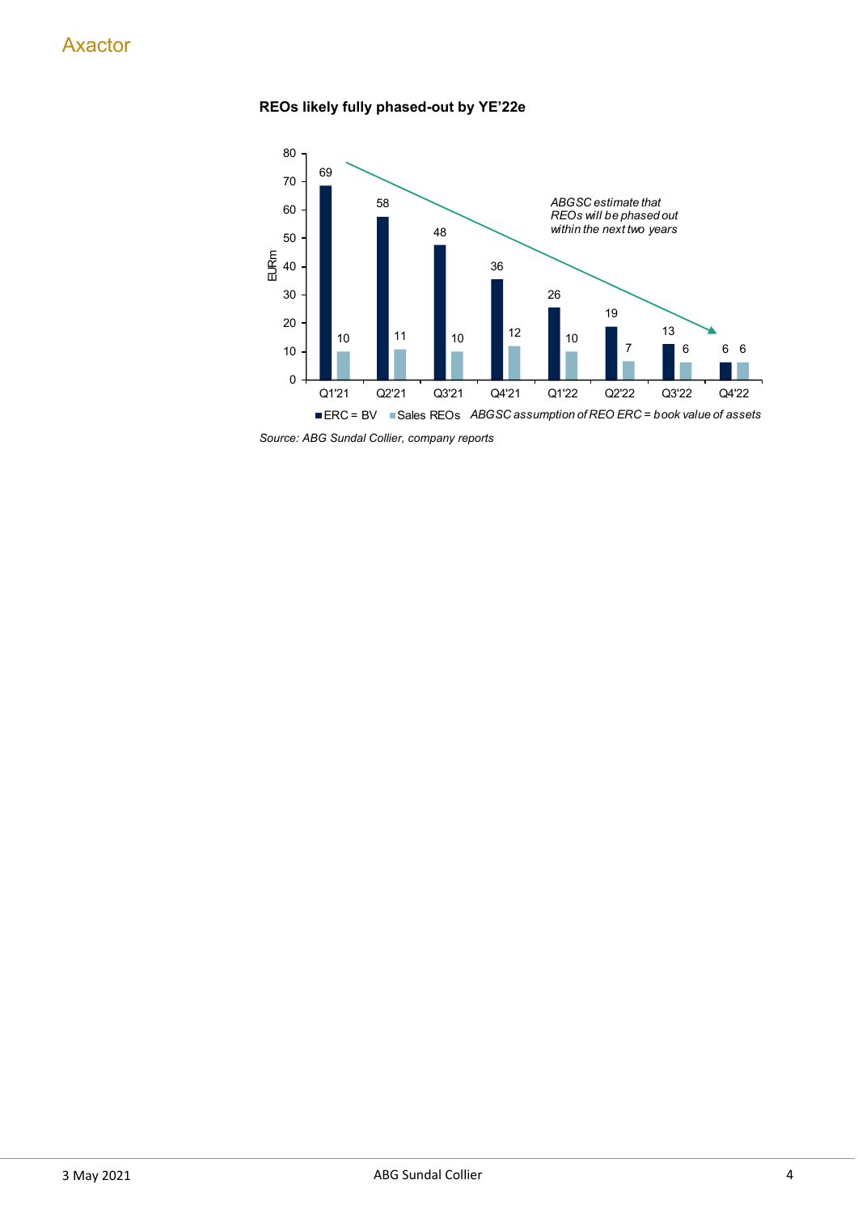**REOs likely fully phased-out by YE'22e**

| | ERC = BV | Sales REOs |
|---|---|---|
| Q1'21 | 69 | 10 |
| Q2'21 | 58 | 11 |
| Q3'21 | 48 | 10 |
| Q4'21 | 36 | 12 |
| Q1'22 | 26 | 10 |
| Q2'22 | 19 | 7 |
| Q3'22 | 13 | 6 |
| Q4'22 | 6 | 6 |

EURm

*ABGSC estimate that REOs will be phased out within the next two years*

*ABGSC assumption of REO ERC = book value of assets*

*Source: ABG Sundal Collier, company reports*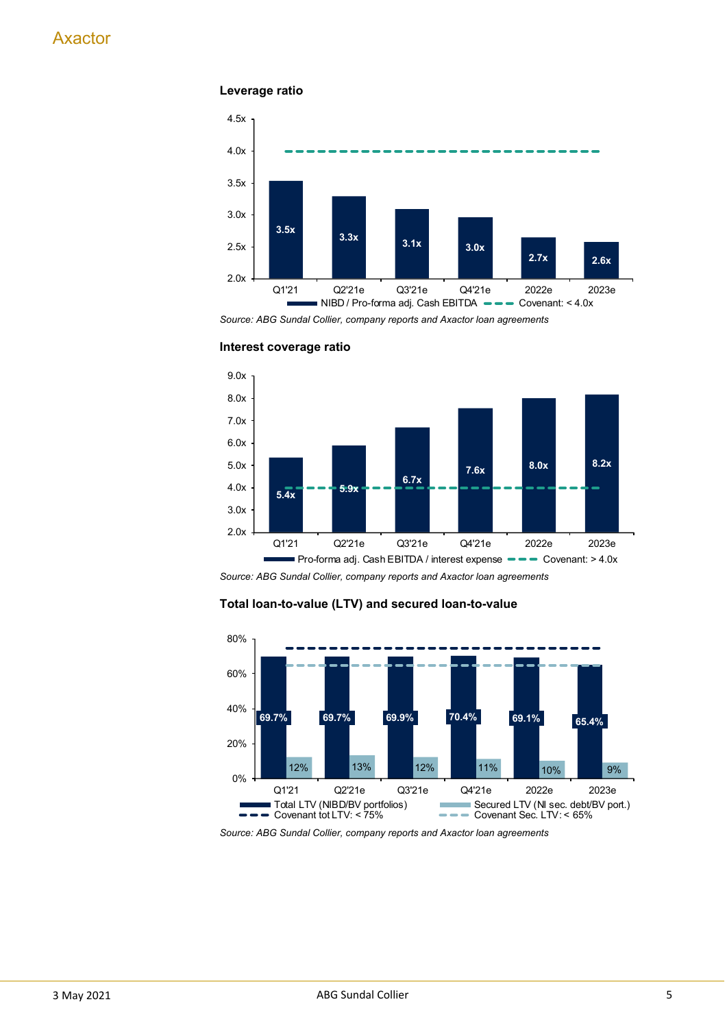### Leverage ratio

| | Q1'21 | Q2'21e | Q3'21e | Q4'21e | 2022e | 2023e |
|---|---|---|---|---|---|---|
| NIBD / Pro-forma adj. Cash EBITDA | 3.5x | 3.3x | 3.1x | 3.0x | 2.7x | 2.6x |
| Covenant: < 4.0x | 4.0x | 4.0x | 4.0x | 4.0x | 4.0x | 4.0x |

*Source: ABG Sundal Collier, company reports and Axactor loan agreements*

### Interest coverage ratio

| | Q1'21 | Q2'21e | Q3'21e | Q4'21e | 2022e | 2023e |
|---|---|---|---|---|---|---|
| Pro-forma adj. Cash EBITDA / interest expense | 5.4x | 5.9x | 6.7x | 7.6x | 8.0x | 8.2x |
| Covenant: > 4.0x | 4.0x | 4.0x | 4.0x | 4.0x | 4.0x | 4.0x |

*Source: ABG Sundal Collier, company reports and Axactor loan agreements*

### Total loan-to-value (LTV) and secured loan-to-value

| | Q1'21 | Q2'21e | Q3'21e | Q4'21e | 2022e | 2023e |
|---|---|---|---|---|---|---|
| Total LTV (NIBD/BV portfolios) | 69.7% | 69.7% | 69.9% | 70.4% | 69.1% | 65.4% |
| Secured LTV (NI sec. debt/BV port.) | 12% | 13% | 12% | 11% | 10% | 9% |
| Covenant tot LTV: < 75% | 75% | 75% | 75% | 75% | 75% | 75% |
| Covenant Sec. LTV: < 65% | 65% | 65% | 65% | 65% | 65% | 65% |

*Source: ABG Sundal Collier, company reports and Axactor loan agreements*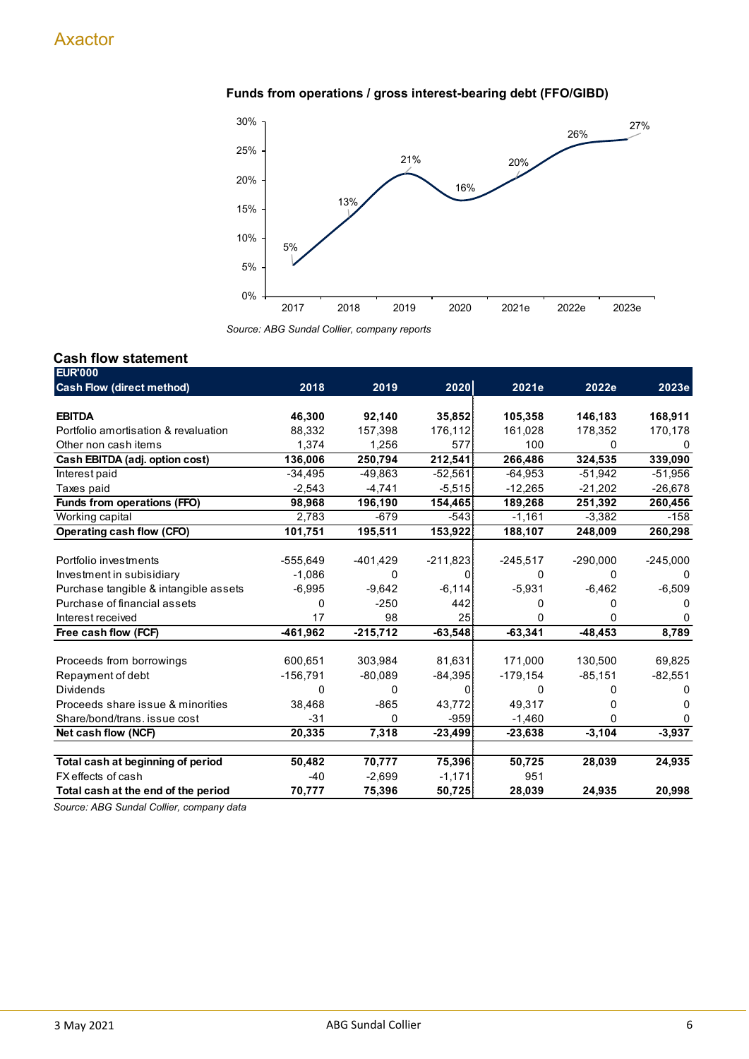Axactor

**Funds from operations / gross interest-bearing debt (FFO/GIBD)**

| | 2017 | 2018 | 2019 | 2020 | 2021e | 2022e | 2023e |
|---|---|---|---|---|---|---|---|
| FFO/GIBD | 5% | 13% | 21% | 16% | 20% | 26% | 27% |

*Source: ABG Sundal Collier, company reports*

## Cash flow statement

| EUR'000 Cash Flow (direct method) | 2018 | 2019 | 2020 | 2021e | 2022e | 2023e |
|---|---|---|---|---|---|---|
| **EBITDA** | **46,300** | **92,140** | **35,852** | **105,358** | **146,183** | **168,911** |
| Portfolio amortisation & revaluation | 88,332 | 157,398 | 176,112 | 161,028 | 178,352 | 170,178 |
| Other non cash items | 1,374 | 1,256 | 577 | 100 | 0 | 0 |
| **Cash EBITDA (adj. option cost)** | **136,006** | **250,794** | **212,541** | **266,486** | **324,535** | **339,090** |
| Interest paid | -34,495 | -49,863 | -52,561 | -64,953 | -51,942 | -51,956 |
| Taxes paid | -2,543 | -4,741 | -5,515 | -12,265 | -21,202 | -26,678 |
| **Funds from operations (FFO)** | **98,968** | **196,190** | **154,465** | **189,268** | **251,392** | **260,456** |
| Working capital | 2,783 | -679 | -543 | -1,161 | -3,382 | -158 |
| **Operating cash flow (CFO)** | **101,751** | **195,511** | **153,922** | **188,107** | **248,009** | **260,298** |
| | | | | | | |
| Portfolio investments | -555,649 | -401,429 | -211,823 | -245,517 | -290,000 | -245,000 |
| Investment in subisidiary | -1,086 | 0 | 0 | 0 | 0 | 0 |
| Purchase tangible & intangible assets | -6,995 | -9,642 | -6,114 | -5,931 | -6,462 | -6,509 |
| Purchase of financial assets | 0 | -250 | 442 | 0 | 0 | 0 |
| Interest received | 17 | 98 | 25 | 0 | 0 | 0 |
| **Free cash flow (FCF)** | **-461,962** | **-215,712** | **-63,548** | **-63,341** | **-48,453** | **8,789** |
| | | | | | | |
| Proceeds from borrowings | 600,651 | 303,984 | 81,631 | 171,000 | 130,500 | 69,825 |
| Repayment of debt | -156,791 | -80,089 | -84,395 | -179,154 | -85,151 | -82,551 |
| Dividends | 0 | 0 | 0 | 0 | 0 | 0 |
| Proceeds share issue & minorities | 38,468 | -865 | 43,772 | 49,317 | 0 | 0 |
| Share/bond/trans. issue cost | -31 | 0 | -959 | -1,460 | 0 | 0 |
| **Net cash flow (NCF)** | **20,335** | **7,318** | **-23,499** | **-23,638** | **-3,104** | **-3,937** |
| | | | | | | |
| **Total cash at beginning of period** | **50,482** | **70,777** | **75,396** | **50,725** | **28,039** | **24,935** |
| FX effects of cash | -40 | -2,699 | -1,171 | 951 | | |
| **Total cash at the end of the period** | **70,777** | **75,396** | **50,725** | **28,039** | **24,935** | **20,998** |

*Source: ABG Sundal Collier, company data*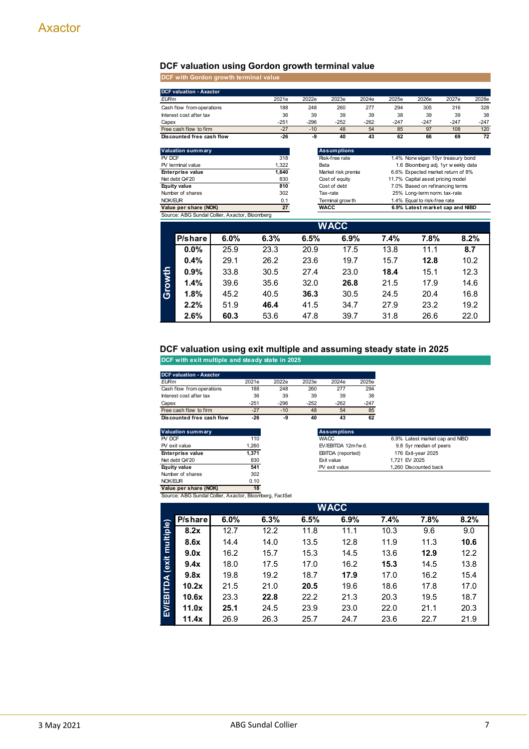Axactor

## DCF valuation using Gordon growth terminal value

**DCF with Gordon growth terminal value**

| DCF valuation - Axactor | | | | | | | | |
|---|---|---|---|---|---|---|---|---|
| *EURm* | 2021e | 2022e | 2023e | 2024e | 2025e | 2026e | 2027e | 2028e |
| Cash flow from operations | 188 | 248 | 260 | 277 | 294 | 305 | 316 | 328 |
| Interest cost after tax | 36 | 39 | 39 | 39 | 38 | 39 | 39 | 38 |
| Capex | -251 | -296 | -252 | -262 | -247 | -247 | -247 | -247 |
| Free cash flow to firm | -27 | -10 | 48 | 54 | 85 | 97 | 108 | 120 |
| **Discounted free cash flow** | **-26** | **-9** | **40** | **43** | **62** | **66** | **69** | **72** |

| Valuation summary | |
|---|---|
| PV DCF | 318 |
| PV terminal value | 1,322 |
| **Enterprise value** | **1,640** |
| Net debt Q4'20 | 830 |
| **Equity value** | **810** |
| Number of shares | 302 |
| NOK/EUR | 0.1 |
| **Value per share (NOK)** | **27** |

| Assumptions | | |
|---|---|---|
| Risk-free rate | 1.4% | Norweigan 10yr treasury bond |
| Beta | 1.6 | Bloomberg adj. 1yr weekly data |
| Market risk premia | 6.6% | Expected market return of 8% |
| Cost of equity | 11.7% | Capital asset pricing model |
| Cost of debt | 7.0% | Based on refinancing terms |
| Tax-rate | 25% | Long-term norm. tax-rate |
| Terminal growth | 1.4% | Equal to risk-free rate |
| **WACC** | **6.9%** | **Latest market cap and NIBD** |

Source: ABG Sundal Collier, Axactor, Bloomberg

| | | WACC | | | | | | |
|---|---|---|---|---|---|---|---|---|
| | **P/share** | **6.0%** | **6.3%** | **6.5%** | **6.9%** | **7.4%** | **7.8%** | **8.2%** |
| Growth | **0.0%** | 25.9 | 23.3 | 20.9 | 17.5 | 13.8 | 11.1 | **8.7** |
| | **0.4%** | 29.1 | 26.2 | 23.6 | 19.7 | 15.7 | **12.8** | 10.2 |
| | **0.9%** | 33.8 | 30.5 | 27.4 | 23.0 | **18.4** | 15.1 | 12.3 |
| | **1.4%** | 39.6 | 35.6 | 32.0 | **26.8** | 21.5 | 17.9 | 14.6 |
| | **1.8%** | 45.2 | 40.5 | **36.3** | 30.5 | 24.5 | 20.4 | 16.8 |
| | **2.2%** | 51.9 | **46.4** | 41.5 | 34.7 | 27.9 | 23.2 | 19.2 |
| | **2.6%** | **60.3** | 53.6 | 47.8 | 39.7 | 31.8 | 26.6 | 22.0 |

## DCF valuation using exit multiple and assuming steady state in 2025

**DCF with exit multiple and steady state in 2025**

| DCF valuation - Axactor | | | | | |
|---|---|---|---|---|---|
| *EURm* | 2021e | 2022e | 2023e | 2024e | 2025e |
| Cash flow from operations | 188 | 248 | 260 | 277 | 294 |
| Interest cost after tax | 36 | 39 | 39 | 39 | 38 |
| Capex | -251 | -296 | -252 | -262 | -247 |
| Free cash flow to firm | -27 | -10 | 48 | 54 | 85 |
| **Discounted free cash flow** | **-26** | **-9** | **40** | **43** | **62** |

| Valuation summary | |
|---|---|
| PV DCF | 110 |
| PV exit value | 1,260 |
| **Enterprise value** | **1,371** |
| Net debt Q4'20 | 830 |
| **Equity value** | **541** |
| Number of shares | 302 |
| NOK/EUR | 0.10 |
| **Value per share (NOK)** | **18** |

| Assumptions | | |
|---|---|---|
| WACC | 6.9% | Latest market cap and NIBD |
| EV/EBITDA 12m fwd. | 9.8 | 5yr median of peers |
| EBITDA (reported) | 176 | Exit-year 2025 |
| Exit value | 1,721 | EV 2025 |
| PV exit value | 1,260 | Discounted back |

Source: ABG Sundal Collier, Axactor, Bloomberg, FactSet

| | | WACC | | | | | | |
|---|---|---|---|---|---|---|---|---|
| | **P/share** | **6.0%** | **6.3%** | **6.5%** | **6.9%** | **7.4%** | **7.8%** | **8.2%** |
| EV/EBITDA (exit multiple) | **8.2x** | 12.7 | 12.2 | 11.8 | 11.1 | 10.3 | 9.6 | 9.0 |
| | **8.6x** | 14.4 | 14.0 | 13.5 | 12.8 | 11.9 | 11.3 | **10.6** |
| | **9.0x** | 16.2 | 15.7 | 15.3 | 14.5 | 13.6 | **12.9** | 12.2 |
| | **9.4x** | 18.0 | 17.5 | 17.0 | 16.2 | **15.3** | 14.5 | 13.8 |
| | **9.8x** | 19.8 | 19.2 | 18.7 | **17.9** | 17.0 | 16.2 | 15.4 |
| | **10.2x** | 21.5 | 21.0 | **20.5** | 19.6 | 18.6 | 17.8 | 17.0 |
| | **10.6x** | 23.3 | **22.8** | 22.2 | 21.3 | 20.3 | 19.5 | 18.7 |
| | **11.0x** | **25.1** | 24.5 | 23.9 | 23.0 | 22.0 | 21.1 | 20.3 |
| | **11.4x** | 26.9 | 26.3 | 25.7 | 24.7 | 23.6 | 22.7 | 21.9 |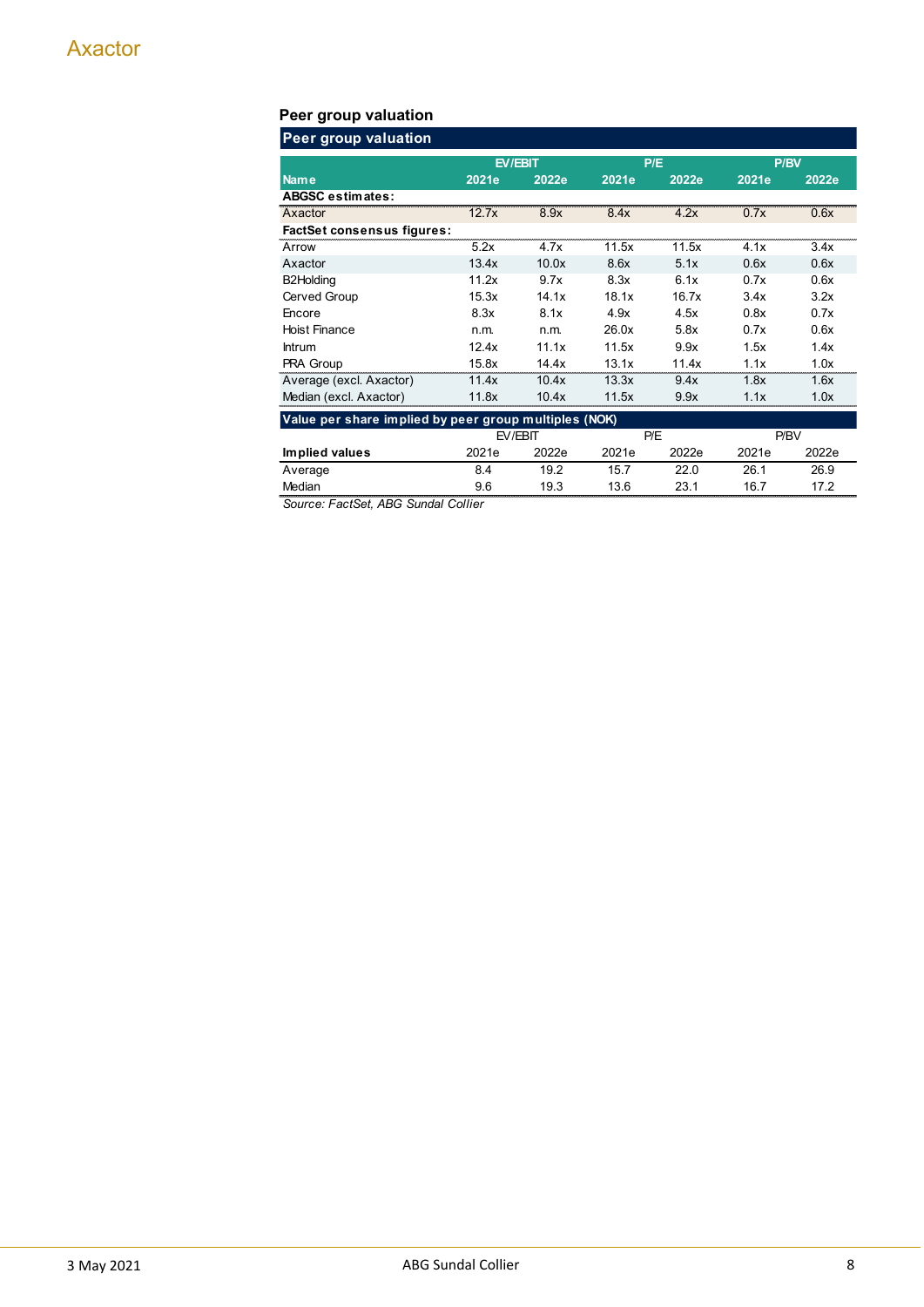### Peer group valuation

| Peer group valuation | | | | | | |
|---|---|---|---|---|---|---|
| | EV/EBIT | | P/E | | P/BV | |
| **Name** | **2021e** | **2022e** | **2021e** | **2022e** | **2021e** | **2022e** |
| **ABGSC estimates:** | | | | | | |
| Axactor | 12.7x | 8.9x | 8.4x | 4.2x | 0.7x | 0.6x |
| **FactSet consensus figures:** | | | | | | |
| Arrow | 5.2x | 4.7x | 11.5x | 11.5x | 4.1x | 3.4x |
| Axactor | 13.4x | 10.0x | 8.6x | 5.1x | 0.6x | 0.6x |
| B2Holding | 11.2x | 9.7x | 8.3x | 6.1x | 0.7x | 0.6x |
| Cerved Group | 15.3x | 14.1x | 18.1x | 16.7x | 3.4x | 3.2x |
| Encore | 8.3x | 8.1x | 4.9x | 4.5x | 0.8x | 0.7x |
| Hoist Finance | n.m. | n.m. | 26.0x | 5.8x | 0.7x | 0.6x |
| Intrum | 12.4x | 11.1x | 11.5x | 9.9x | 1.5x | 1.4x |
| PRA Group | 15.8x | 14.4x | 13.1x | 11.4x | 1.1x | 1.0x |
| Average (excl. Axactor) | 11.4x | 10.4x | 13.3x | 9.4x | 1.8x | 1.6x |
| Median (excl. Axactor) | 11.8x | 10.4x | 11.5x | 9.9x | 1.1x | 1.0x |

| Value per share implied by peer group multiples (NOK) | | | | | | |
|---|---|---|---|---|---|---|
| | EV/EBIT | | P/E | | P/BV | |
| **Implied values** | 2021e | 2022e | 2021e | 2022e | 2021e | 2022e |
| Average | 8.4 | 19.2 | 15.7 | 22.0 | 26.1 | 26.9 |
| Median | 9.6 | 19.3 | 13.6 | 23.1 | 16.7 | 17.2 |

*Source: FactSet, ABG Sundal Collier*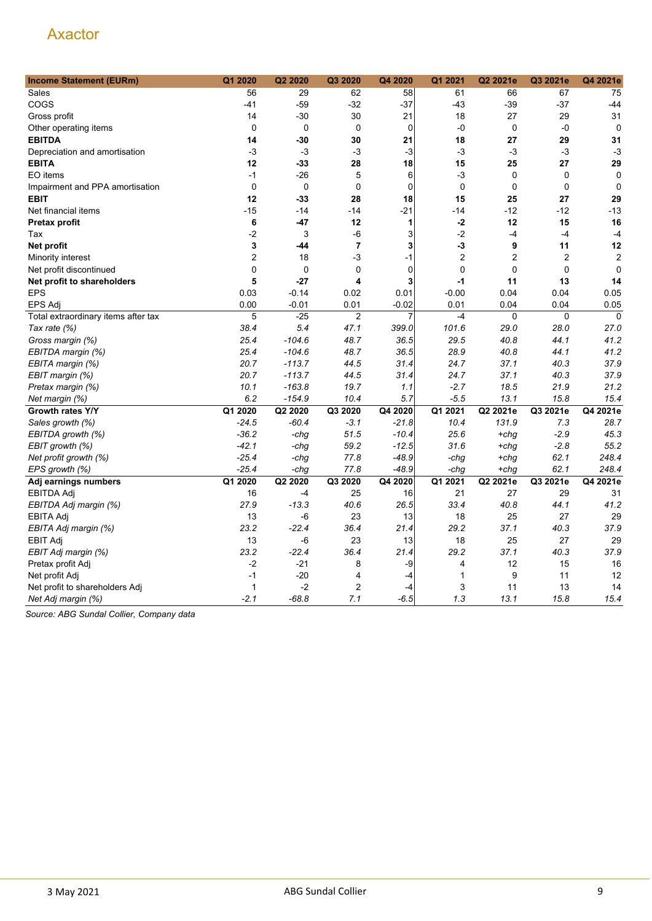Axactor

| Income Statement (EURm) | Q1 2020 | Q2 2020 | Q3 2020 | Q4 2020 | Q1 2021 | Q2 2021e | Q3 2021e | Q4 2021e |
|---|---|---|---|---|---|---|---|---|
| Sales | 56 | 29 | 62 | 58 | 61 | 66 | 67 | 75 |
| COGS | -41 | -59 | -32 | -37 | -43 | -39 | -37 | -44 |
| Gross profit | 14 | -30 | 30 | 21 | 18 | 27 | 29 | 31 |
| Other operating items | 0 | 0 | 0 | 0 | -0 | 0 | -0 | 0 |
| **EBITDA** | **14** | **-30** | **30** | **21** | **18** | **27** | **29** | **31** |
| Depreciation and amortisation | -3 | -3 | -3 | -3 | -3 | -3 | -3 | -3 |
| **EBITA** | **12** | **-33** | **28** | **18** | **15** | **25** | **27** | **29** |
| EO items | -1 | -26 | 5 | 6 | -3 | 0 | 0 | 0 |
| Impairment and PPA amortisation | 0 | 0 | 0 | 0 | 0 | 0 | 0 | 0 |
| **EBIT** | **12** | **-33** | **28** | **18** | **15** | **25** | **27** | **29** |
| Net financial items | -15 | -14 | -14 | -21 | -14 | -12 | -12 | -13 |
| **Pretax profit** | **6** | **-47** | **12** | **1** | **-2** | **12** | **15** | **16** |
| Tax | -2 | 3 | -6 | 3 | -2 | -4 | -4 | -4 |
| **Net profit** | **3** | **-44** | **7** | **3** | **-3** | **9** | **11** | **12** |
| Minority interest | 2 | 18 | -3 | -1 | 2 | 2 | 2 | 2 |
| Net profit discontinued | 0 | 0 | 0 | 0 | 0 | 0 | 0 | 0 |
| **Net profit to shareholders** | **5** | **-27** | **4** | **3** | **-1** | **11** | **13** | **14** |
| EPS | 0.03 | -0.14 | 0.02 | 0.01 | -0.00 | 0.04 | 0.04 | 0.05 |
| EPS Adj | 0.00 | -0.01 | 0.01 | -0.02 | 0.01 | 0.04 | 0.04 | 0.05 |
| Total extraordinary items after tax | 5 | -25 | 2 | 7 | -4 | 0 | 0 | 0 |
| *Tax rate (%)* | *38.4* | *5.4* | *47.1* | *399.0* | *101.6* | *29.0* | *28.0* | *27.0* |
| *Gross margin (%)* | *25.4* | *-104.6* | *48.7* | *36.5* | *29.5* | *40.8* | *44.1* | *41.2* |
| *EBITDA margin (%)* | *25.4* | *-104.6* | *48.7* | *36.5* | *28.9* | *40.8* | *44.1* | *41.2* |
| *EBITA margin (%)* | *20.7* | *-113.7* | *44.5* | *31.4* | *24.7* | *37.1* | *40.3* | *37.9* |
| *EBIT margin (%)* | *20.7* | *-113.7* | *44.5* | *31.4* | *24.7* | *37.1* | *40.3* | *37.9* |
| *Pretax margin (%)* | *10.1* | *-163.8* | *19.7* | *1.1* | *-2.7* | *18.5* | *21.9* | *21.2* |
| *Net margin (%)* | *6.2* | *-154.9* | *10.4* | *5.7* | *-5.5* | *13.1* | *15.8* | *15.4* |
| **Growth rates Y/Y** | **Q1 2020** | **Q2 2020** | **Q3 2020** | **Q4 2020** | **Q1 2021** | **Q2 2021e** | **Q3 2021e** | **Q4 2021e** |
| *Sales growth (%)* | *-24.5* | *-60.4* | *-3.1* | *-21.8* | *10.4* | *131.9* | *7.3* | *28.7* |
| *EBITDA growth (%)* | *-36.2* | *-chg* | *51.5* | *-10.4* | *25.6* | *+chg* | *-2.9* | *45.3* |
| *EBIT growth (%)* | *-42.1* | *-chg* | *59.2* | *-12.5* | *31.6* | *+chg* | *-2.8* | *55.2* |
| *Net profit growth (%)* | *-25.4* | *-chg* | *77.8* | *-48.9* | *-chg* | *+chg* | *62.1* | *248.4* |
| *EPS growth (%)* | *-25.4* | *-chg* | *77.8* | *-48.9* | *-chg* | *+chg* | *62.1* | *248.4* |
| **Adj earnings numbers** | **Q1 2020** | **Q2 2020** | **Q3 2020** | **Q4 2020** | **Q1 2021** | **Q2 2021e** | **Q3 2021e** | **Q4 2021e** |
| EBITDA Adj | 16 | -4 | 25 | 16 | 21 | 27 | 29 | 31 |
| *EBITDA Adj margin (%)* | *27.9* | *-13.3* | *40.6* | *26.5* | *33.4* | *40.8* | *44.1* | *41.2* |
| EBITA Adj | 13 | -6 | 23 | 13 | 18 | 25 | 27 | 29 |
| *EBITA Adj margin (%)* | *23.2* | *-22.4* | *36.4* | *21.4* | *29.2* | *37.1* | *40.3* | *37.9* |
| EBIT Adj | 13 | -6 | 23 | 13 | 18 | 25 | 27 | 29 |
| *EBIT Adj margin (%)* | *23.2* | *-22.4* | *36.4* | *21.4* | *29.2* | *37.1* | *40.3* | *37.9* |
| Pretax profit Adj | -2 | -21 | 8 | -9 | 4 | 12 | 15 | 16 |
| Net profit Adj | -1 | -20 | 4 | -4 | 1 | 9 | 11 | 12 |
| Net profit to shareholders Adj | 1 | -2 | 2 | -4 | 3 | 11 | 13 | 14 |
| *Net Adj margin (%)* | *-2.1* | *-68.8* | *7.1* | *-6.5* | *1.3* | *13.1* | *15.8* | *15.4* |

*Source: ABG Sundal Collier, Company data*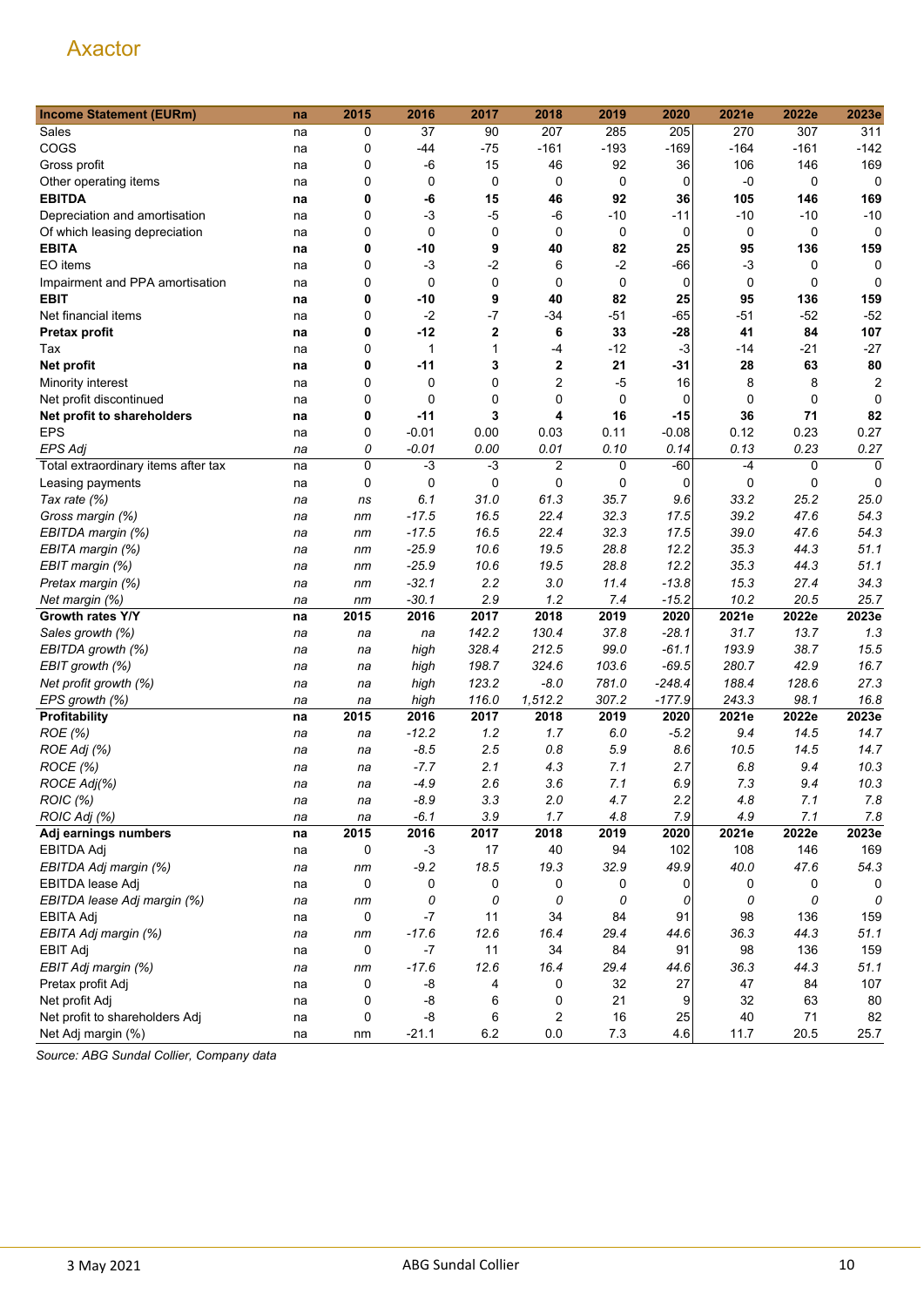| Income Statement (EURm) | na | 2015 | 2016 | 2017 | 2018 | 2019 | 2020 | 2021e | 2022e | 2023e |
|---|---|---|---|---|---|---|---|---|---|---|
| Sales | na | 0 | 37 | 90 | 207 | 285 | 205 | 270 | 307 | 311 |
| COGS | na | 0 | -44 | -75 | -161 | -193 | -169 | -164 | -161 | -142 |
| Gross profit | na | 0 | -6 | 15 | 46 | 92 | 36 | 106 | 146 | 169 |
| Other operating items | na | 0 | 0 | 0 | 0 | 0 | 0 | -0 | 0 | 0 |
| **EBITDA** | **na** | **0** | **-6** | **15** | **46** | **92** | **36** | **105** | **146** | **169** |
| Depreciation and amortisation | na | 0 | -3 | -5 | -6 | -10 | -11 | -10 | -10 | -10 |
| Of which leasing depreciation | na | 0 | 0 | 0 | 0 | 0 | 0 | 0 | 0 | 0 |
| **EBITA** | **na** | **0** | **-10** | **9** | **40** | **82** | **25** | **95** | **136** | **159** |
| EO items | na | 0 | -3 | -2 | 6 | -2 | -66 | -3 | 0 | 0 |
| Impairment and PPA amortisation | na | 0 | 0 | 0 | 0 | 0 | 0 | 0 | 0 | 0 |
| **EBIT** | **na** | **0** | **-10** | **9** | **40** | **82** | **25** | **95** | **136** | **159** |
| Net financial items | na | 0 | -2 | -7 | -34 | -51 | -65 | -51 | -52 | -52 |
| **Pretax profit** | **na** | **0** | **-12** | **2** | **6** | **33** | **-28** | **41** | **84** | **107** |
| Tax | na | 0 | 1 | 1 | -4 | -12 | -3 | -14 | -21 | -27 |
| **Net profit** | **na** | **0** | **-11** | **3** | **2** | **21** | **-31** | **28** | **63** | **80** |
| Minority interest | na | 0 | 0 | 0 | 2 | -5 | 16 | 8 | 8 | 2 |
| Net profit discontinued | na | 0 | 0 | 0 | 0 | 0 | 0 | 0 | 0 | 0 |
| **Net profit to shareholders** | **na** | **0** | **-11** | **3** | **4** | **16** | **-15** | **36** | **71** | **82** |
| EPS | na | 0 | -0.01 | 0.00 | 0.03 | 0.11 | -0.08 | 0.12 | 0.23 | 0.27 |
| *EPS Adj* | *na* | *0* | *-0.01* | *0.00* | *0.01* | *0.10* | *0.14* | *0.13* | *0.23* | *0.27* |
| Total extraordinary items after tax | na | 0 | -3 | -3 | 2 | 0 | -60 | -4 | 0 | 0 |
| Leasing payments | na | 0 | 0 | 0 | 0 | 0 | 0 | 0 | 0 | 0 |
| *Tax rate (%)* | *na* | *ns* | *6.1* | *31.0* | *61.3* | *35.7* | *9.6* | *33.2* | *25.2* | *25.0* |
| *Gross margin (%)* | *na* | *nm* | *-17.5* | *16.5* | *22.4* | *32.3* | *17.5* | *39.2* | *47.6* | *54.3* |
| *EBITDA margin (%)* | *na* | *nm* | *-17.5* | *16.5* | *22.4* | *32.3* | *17.5* | *39.0* | *47.6* | *54.3* |
| *EBITA margin (%)* | *na* | *nm* | *-25.9* | *10.6* | *19.5* | *28.8* | *12.2* | *35.3* | *44.3* | *51.1* |
| *EBIT margin (%)* | *na* | *nm* | *-25.9* | *10.6* | *19.5* | *28.8* | *12.2* | *35.3* | *44.3* | *51.1* |
| *Pretax margin (%)* | *na* | *nm* | *-32.1* | *2.2* | *3.0* | *11.4* | *-13.8* | *15.3* | *27.4* | *34.3* |
| *Net margin (%)* | *na* | *nm* | *-30.1* | *2.9* | *1.2* | *7.4* | *-15.2* | *10.2* | *20.5* | *25.7* |
| **Growth rates Y/Y** | **na** | **2015** | **2016** | **2017** | **2018** | **2019** | **2020** | **2021e** | **2022e** | **2023e** |
| *Sales growth (%)* | *na* | *na* | *na* | *142.2* | *130.4* | *37.8* | *-28.1* | *31.7* | *13.7* | *1.3* |
| *EBITDA growth (%)* | *na* | *na* | *high* | *328.4* | *212.5* | *99.0* | *-61.1* | *193.9* | *38.7* | *15.5* |
| *EBIT growth (%)* | *na* | *na* | *high* | *198.7* | *324.6* | *103.6* | *-69.5* | *280.7* | *42.9* | *16.7* |
| *Net profit growth (%)* | *na* | *na* | *high* | *123.2* | *-8.0* | *781.0* | *-248.4* | *188.4* | *128.6* | *27.3* |
| *EPS growth (%)* | *na* | *na* | *high* | *116.0* | *1,512.2* | *307.2* | *-177.9* | *243.3* | *98.1* | *16.8* |
| **Profitability** | **na** | **2015** | **2016** | **2017** | **2018** | **2019** | **2020** | **2021e** | **2022e** | **2023e** |
| *ROE (%)* | *na* | *na* | *-12.2* | *1.2* | *1.7* | *6.0* | *-5.2* | *9.4* | *14.5* | *14.7* |
| *ROE Adj (%)* | *na* | *na* | *-8.5* | *2.5* | *0.8* | *5.9* | *8.6* | *10.5* | *14.5* | *14.7* |
| *ROCE (%)* | *na* | *na* | *-7.7* | *2.1* | *4.3* | *7.1* | *2.7* | *6.8* | *9.4* | *10.3* |
| *ROCE Adj(%)* | *na* | *na* | *-4.9* | *2.6* | *3.6* | *7.1* | *6.9* | *7.3* | *9.4* | *10.3* |
| *ROIC (%)* | *na* | *na* | *-8.9* | *3.3* | *2.0* | *4.7* | *2.2* | *4.8* | *7.1* | *7.8* |
| *ROIC Adj (%)* | *na* | *na* | *-6.1* | *3.9* | *1.7* | *4.8* | *7.9* | *4.9* | *7.1* | *7.8* |
| **Adj earnings numbers** | **na** | **2015** | **2016** | **2017** | **2018** | **2019** | **2020** | **2021e** | **2022e** | **2023e** |
| EBITDA Adj | na | 0 | -3 | 17 | 40 | 94 | 102 | 108 | 146 | 169 |
| *EBITDA Adj margin (%)* | *na* | *nm* | *-9.2* | *18.5* | *19.3* | *32.9* | *49.9* | *40.0* | *47.6* | *54.3* |
| EBITDA lease Adj | na | 0 | 0 | 0 | 0 | 0 | 0 | 0 | 0 | 0 |
| *EBITDA lease Adj margin (%)* | *na* | *nm* | *0* | *0* | *0* | *0* | *0* | *0* | *0* | *0* |
| EBITA Adj | na | 0 | -7 | 11 | 34 | 84 | 91 | 98 | 136 | 159 |
| *EBITA Adj margin (%)* | *na* | *nm* | *-17.6* | *12.6* | *16.4* | *29.4* | *44.6* | *36.3* | *44.3* | *51.1* |
| EBIT Adj | na | 0 | -7 | 11 | 34 | 84 | 91 | 98 | 136 | 159 |
| *EBIT Adj margin (%)* | *na* | *nm* | *-17.6* | *12.6* | *16.4* | *29.4* | *44.6* | *36.3* | *44.3* | *51.1* |
| Pretax profit Adj | na | 0 | -8 | 4 | 0 | 32 | 27 | 47 | 84 | 107 |
| Net profit Adj | na | 0 | -8 | 6 | 0 | 21 | 9 | 32 | 63 | 80 |
| Net profit to shareholders Adj | na | 0 | -8 | 6 | 2 | 16 | 25 | 40 | 71 | 82 |
| Net Adj margin (%) | na | nm | -21.1 | 6.2 | 0.0 | 7.3 | 4.6 | 11.7 | 20.5 | 25.7 |

*Source: ABG Sundal Collier, Company data*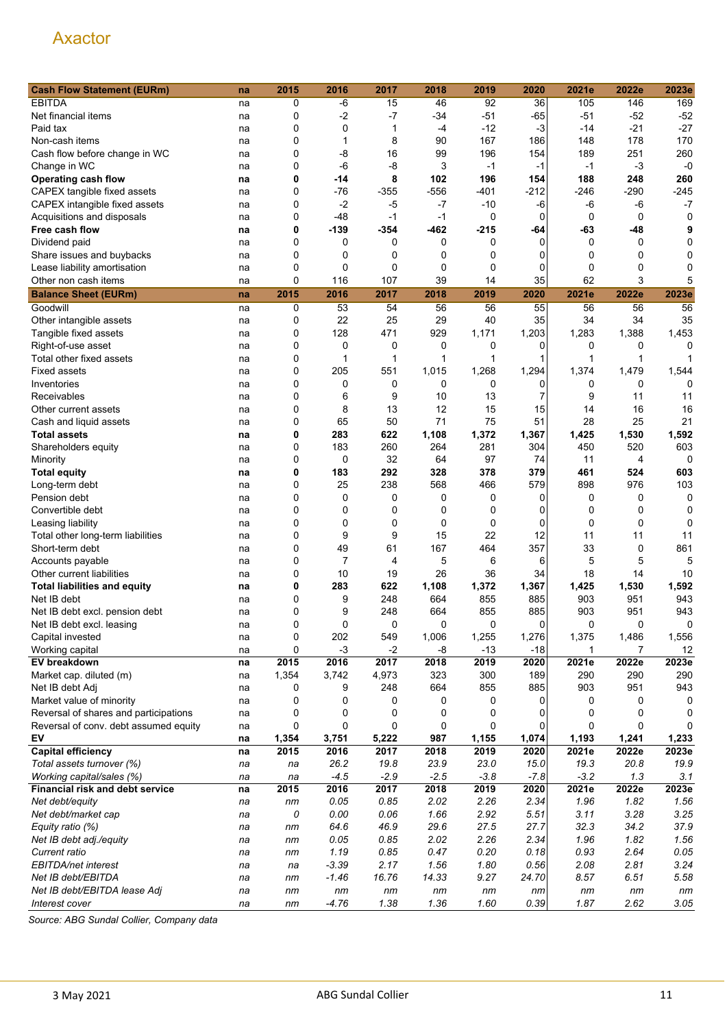Axactor

| Cash Flow Statement (EURm) | na | 2015 | 2016 | 2017 | 2018 | 2019 | 2020 | 2021e | 2022e | 2023e |
|---|---|---|---|---|---|---|---|---|---|---|
| EBITDA | na | 0 | -6 | 15 | 46 | 92 | 36 | 105 | 146 | 169 |
| Net financial items | na | 0 | -2 | -7 | -34 | -51 | -65 | -51 | -52 | -52 |
| Paid tax | na | 0 | 0 | 1 | -4 | -12 | -3 | -14 | -21 | -27 |
| Non-cash items | na | 0 | 1 | 8 | 90 | 167 | 186 | 148 | 178 | 170 |
| Cash flow before change in WC | na | 0 | -8 | 16 | 99 | 196 | 154 | 189 | 251 | 260 |
| Change in WC | na | 0 | -6 | -8 | 3 | -1 | -1 | -1 | -3 | -0 |
| **Operating cash flow** | **na** | **0** | **-14** | **8** | **102** | **196** | **154** | **188** | **248** | **260** |
| CAPEX tangible fixed assets | na | 0 | -76 | -355 | -556 | -401 | -212 | -246 | -290 | -245 |
| CAPEX intangible fixed assets | na | 0 | -2 | -5 | -7 | -10 | -6 | -6 | -6 | -7 |
| Acquisitions and disposals | na | 0 | -48 | -1 | -1 | 0 | 0 | 0 | 0 | 0 |
| **Free cash flow** | **na** | **0** | **-139** | **-354** | **-462** | **-215** | **-64** | **-63** | **-48** | **9** |
| Dividend paid | na | 0 | 0 | 0 | 0 | 0 | 0 | 0 | 0 | 0 |
| Share issues and buybacks | na | 0 | 0 | 0 | 0 | 0 | 0 | 0 | 0 | 0 |
| Lease liability amortisation | na | 0 | 0 | 0 | 0 | 0 | 0 | 0 | 0 | 0 |
| Other non cash items | na | 0 | 116 | 107 | 39 | 14 | 35 | 62 | 3 | 5 |
| **Balance Sheet (EURm)** | **na** | **2015** | **2016** | **2017** | **2018** | **2019** | **2020** | **2021e** | **2022e** | **2023e** |
| Goodwill | na | 0 | 53 | 54 | 56 | 56 | 55 | 56 | 56 | 56 |
| Other intangible assets | na | 0 | 22 | 25 | 29 | 40 | 35 | 34 | 34 | 35 |
| Tangible fixed assets | na | 0 | 128 | 471 | 929 | 1,171 | 1,203 | 1,283 | 1,388 | 1,453 |
| Right-of-use asset | na | 0 | 0 | 0 | 0 | 0 | 0 | 0 | 0 | 0 |
| Total other fixed assets | na | 0 | 1 | 1 | 1 | 1 | 1 | 1 | 1 | 1 |
| Fixed assets | na | 0 | 205 | 551 | 1,015 | 1,268 | 1,294 | 1,374 | 1,479 | 1,544 |
| Inventories | na | 0 | 0 | 0 | 0 | 0 | 0 | 0 | 0 | 0 |
| Receivables | na | 0 | 6 | 9 | 10 | 13 | 7 | 9 | 11 | 11 |
| Other current assets | na | 0 | 8 | 13 | 12 | 15 | 15 | 14 | 16 | 16 |
| Cash and liquid assets | na | 0 | 65 | 50 | 71 | 75 | 51 | 28 | 25 | 21 |
| **Total assets** | **na** | **0** | **283** | **622** | **1,108** | **1,372** | **1,367** | **1,425** | **1,530** | **1,592** |
| Shareholders equity | na | 0 | 183 | 260 | 264 | 281 | 304 | 450 | 520 | 603 |
| Minority | na | 0 | 0 | 32 | 64 | 97 | 74 | 11 | 4 | 0 |
| **Total equity** | **na** | **0** | **183** | **292** | **328** | **378** | **379** | **461** | **524** | **603** |
| Long-term debt | na | 0 | 25 | 238 | 568 | 466 | 579 | 898 | 976 | 103 |
| Pension debt | na | 0 | 0 | 0 | 0 | 0 | 0 | 0 | 0 | 0 |
| Convertible debt | na | 0 | 0 | 0 | 0 | 0 | 0 | 0 | 0 | 0 |
| Leasing liability | na | 0 | 0 | 0 | 0 | 0 | 0 | 0 | 0 | 0 |
| Total other long-term liabilities | na | 0 | 9 | 9 | 15 | 22 | 12 | 11 | 11 | 11 |
| Short-term debt | na | 0 | 49 | 61 | 167 | 464 | 357 | 33 | 0 | 861 |
| Accounts payable | na | 0 | 7 | 4 | 5 | 6 | 6 | 5 | 5 | 5 |
| Other current liabilities | na | 0 | 10 | 19 | 26 | 36 | 34 | 18 | 14 | 10 |
| **Total liabilities and equity** | **na** | **0** | **283** | **622** | **1,108** | **1,372** | **1,367** | **1,425** | **1,530** | **1,592** |
| Net IB debt | na | 0 | 9 | 248 | 664 | 855 | 885 | 903 | 951 | 943 |
| Net IB debt excl. pension debt | na | 0 | 9 | 248 | 664 | 855 | 885 | 903 | 951 | 943 |
| Net IB debt excl. leasing | na | 0 | 0 | 0 | 0 | 0 | 0 | 0 | 0 | 0 |
| Capital invested | na | 0 | 202 | 549 | 1,006 | 1,255 | 1,276 | 1,375 | 1,486 | 1,556 |
| Working capital | na | 0 | -3 | -2 | -8 | -13 | -18 | 1 | 7 | 12 |
| **EV breakdown** | **na** | **2015** | **2016** | **2017** | **2018** | **2019** | **2020** | **2021e** | **2022e** | **2023e** |
| Market cap. diluted (m) | na | 1,354 | 3,742 | 4,973 | 323 | 300 | 189 | 290 | 290 | 290 |
| Net IB debt Adj | na | 0 | 9 | 248 | 664 | 855 | 885 | 903 | 951 | 943 |
| Market value of minority | na | 0 | 0 | 0 | 0 | 0 | 0 | 0 | 0 | 0 |
| Reversal of shares and participations | na | 0 | 0 | 0 | 0 | 0 | 0 | 0 | 0 | 0 |
| Reversal of conv. debt assumed equity | na | 0 | 0 | 0 | 0 | 0 | 0 | 0 | 0 | 0 |
| **EV** | **na** | **1,354** | **3,751** | **5,222** | **987** | **1,155** | **1,074** | **1,193** | **1,241** | **1,233** |
| **Capital efficiency** | **na** | **2015** | **2016** | **2017** | **2018** | **2019** | **2020** | **2021e** | **2022e** | **2023e** |
| *Total assets turnover (%)* | *na* | *na* | *26.2* | *19.8* | *23.9* | *23.0* | *15.0* | *19.3* | *20.8* | *19.9* |
| *Working capital/sales (%)* | *na* | *na* | *-4.5* | *-2.9* | *-2.5* | *-3.8* | *-7.8* | *-3.2* | *1.3* | *3.1* |
| **Financial risk and debt service** | **na** | **2015** | **2016** | **2017** | **2018** | **2019** | **2020** | **2021e** | **2022e** | **2023e** |
| *Net debt/equity* | *na* | *nm* | *0.05* | *0.85* | *2.02* | *2.26* | *2.34* | *1.96* | *1.82* | *1.56* |
| *Net debt/market cap* | *na* | *0* | *0.00* | *0.06* | *1.66* | *2.92* | *5.51* | *3.11* | *3.28* | *3.25* |
| *Equity ratio (%)* | *na* | *nm* | *64.6* | *46.9* | *29.6* | *27.5* | *27.7* | *32.3* | *34.2* | *37.9* |
| *Net IB debt adj./equity* | *na* | *nm* | *0.05* | *0.85* | *2.02* | *2.26* | *2.34* | *1.96* | *1.82* | *1.56* |
| *Current ratio* | *na* | *nm* | *1.19* | *0.85* | *0.47* | *0.20* | *0.18* | *0.93* | *2.64* | *0.05* |
| *EBITDA/net interest* | *na* | *na* | *-3.39* | *2.17* | *1.56* | *1.80* | *0.56* | *2.08* | *2.81* | *3.24* |
| *Net IB debt/EBITDA* | *na* | *nm* | *-1.46* | *16.76* | *14.33* | *9.27* | *24.70* | *8.57* | *6.51* | *5.58* |
| *Net IB debt/EBITDA lease Adj* | *na* | *nm* | *nm* | *nm* | *nm* | *nm* | *nm* | *nm* | *nm* | *nm* |
| *Interest cover* | *na* | *nm* | *-4.76* | *1.38* | *1.36* | *1.60* | *0.39* | *1.87* | *2.62* | *3.05* |

*Source: ABG Sundal Collier, Company data*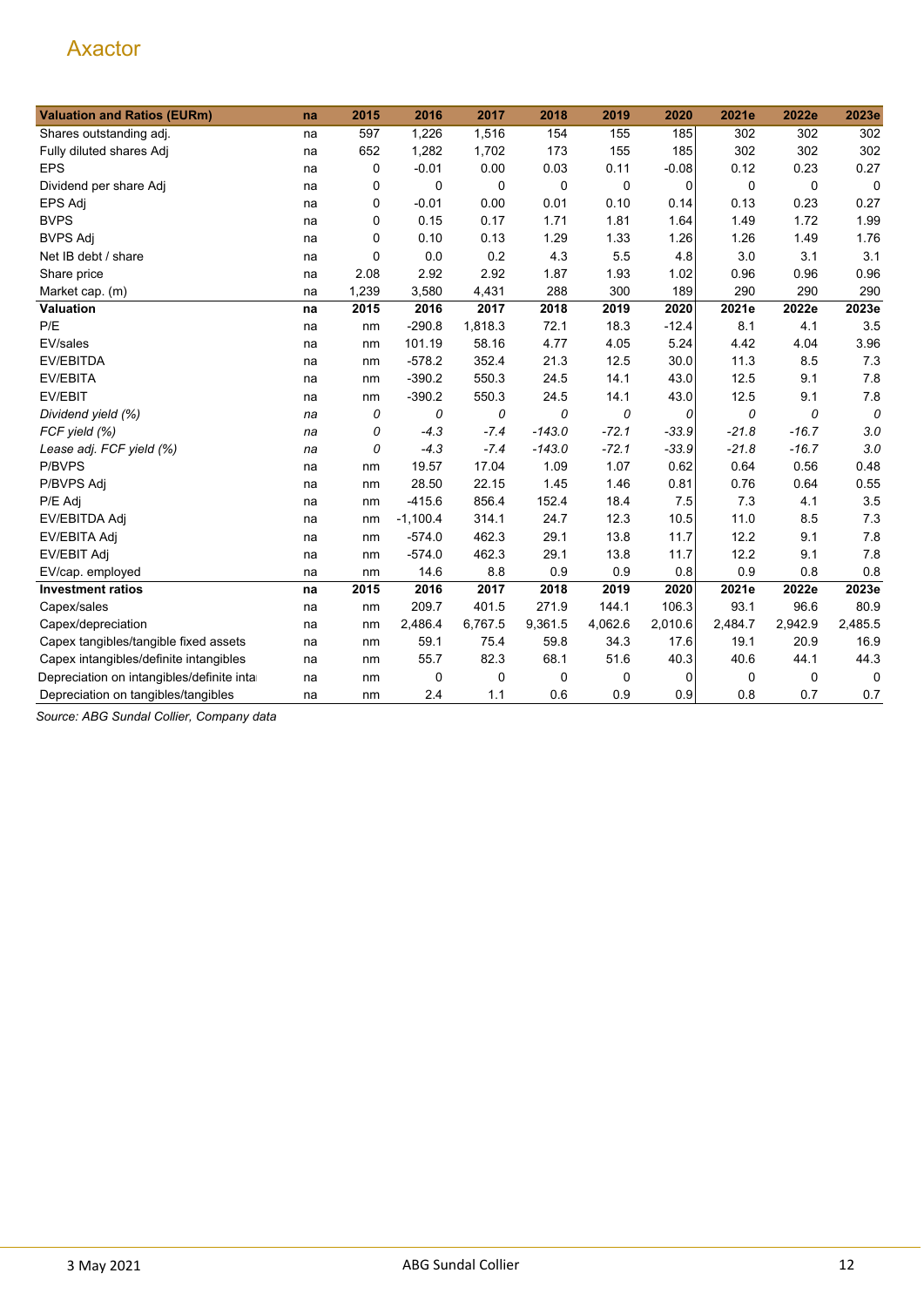| Valuation and Ratios (EURm) | na | 2015 | 2016 | 2017 | 2018 | 2019 | 2020 | 2021e | 2022e | 2023e |
|---|---|---|---|---|---|---|---|---|---|---|
| Shares outstanding adj. | na | 597 | 1,226 | 1,516 | 154 | 155 | 185 | 302 | 302 | 302 |
| Fully diluted shares Adj | na | 652 | 1,282 | 1,702 | 173 | 155 | 185 | 302 | 302 | 302 |
| EPS | na | 0 | -0.01 | 0.00 | 0.03 | 0.11 | -0.08 | 0.12 | 0.23 | 0.27 |
| Dividend per share Adj | na | 0 | 0 | 0 | 0 | 0 | 0 | 0 | 0 | 0 |
| EPS Adj | na | 0 | -0.01 | 0.00 | 0.01 | 0.10 | 0.14 | 0.13 | 0.23 | 0.27 |
| BVPS | na | 0 | 0.15 | 0.17 | 1.71 | 1.81 | 1.64 | 1.49 | 1.72 | 1.99 |
| BVPS Adj | na | 0 | 0.10 | 0.13 | 1.29 | 1.33 | 1.26 | 1.26 | 1.49 | 1.76 |
| Net IB debt / share | na | 0 | 0.0 | 0.2 | 4.3 | 5.5 | 4.8 | 3.0 | 3.1 | 3.1 |
| Share price | na | 2.08 | 2.92 | 2.92 | 1.87 | 1.93 | 1.02 | 0.96 | 0.96 | 0.96 |
| Market cap. (m) | na | 1,239 | 3,580 | 4,431 | 288 | 300 | 189 | 290 | 290 | 290 |
| **Valuation** | **na** | **2015** | **2016** | **2017** | **2018** | **2019** | **2020** | **2021e** | **2022e** | **2023e** |
| P/E | na | nm | -290.8 | 1,818.3 | 72.1 | 18.3 | -12.4 | 8.1 | 4.1 | 3.5 |
| EV/sales | na | nm | 101.19 | 58.16 | 4.77 | 4.05 | 5.24 | 4.42 | 4.04 | 3.96 |
| EV/EBITDA | na | nm | -578.2 | 352.4 | 21.3 | 12.5 | 30.0 | 11.3 | 8.5 | 7.3 |
| EV/EBITA | na | nm | -390.2 | 550.3 | 24.5 | 14.1 | 43.0 | 12.5 | 9.1 | 7.8 |
| EV/EBIT | na | nm | -390.2 | 550.3 | 24.5 | 14.1 | 43.0 | 12.5 | 9.1 | 7.8 |
| *Dividend yield (%)* | *na* | *0* | *0* | *0* | *0* | *0* | *0* | *0* | *0* | *0* |
| *FCF yield (%)* | *na* | *0* | *-4.3* | *-7.4* | *-143.0* | *-72.1* | *-33.9* | *-21.8* | *-16.7* | *3.0* |
| *Lease adj. FCF yield (%)* | *na* | *0* | *-4.3* | *-7.4* | *-143.0* | *-72.1* | *-33.9* | *-21.8* | *-16.7* | *3.0* |
| P/BVPS | na | nm | 19.57 | 17.04 | 1.09 | 1.07 | 0.62 | 0.64 | 0.56 | 0.48 |
| P/BVPS Adj | na | nm | 28.50 | 22.15 | 1.45 | 1.46 | 0.81 | 0.76 | 0.64 | 0.55 |
| P/E Adj | na | nm | -415.6 | 856.4 | 152.4 | 18.4 | 7.5 | 7.3 | 4.1 | 3.5 |
| EV/EBITDA Adj | na | nm | -1,100.4 | 314.1 | 24.7 | 12.3 | 10.5 | 11.0 | 8.5 | 7.3 |
| EV/EBITA Adj | na | nm | -574.0 | 462.3 | 29.1 | 13.8 | 11.7 | 12.2 | 9.1 | 7.8 |
| EV/EBIT Adj | na | nm | -574.0 | 462.3 | 29.1 | 13.8 | 11.7 | 12.2 | 9.1 | 7.8 |
| EV/cap. employed | na | nm | 14.6 | 8.8 | 0.9 | 0.9 | 0.8 | 0.9 | 0.8 | 0.8 |
| **Investment ratios** | **na** | **2015** | **2016** | **2017** | **2018** | **2019** | **2020** | **2021e** | **2022e** | **2023e** |
| Capex/sales | na | nm | 209.7 | 401.5 | 271.9 | 144.1 | 106.3 | 93.1 | 96.6 | 80.9 |
| Capex/depreciation | na | nm | 2,486.4 | 6,767.5 | 9,361.5 | 4,062.6 | 2,010.6 | 2,484.7 | 2,942.9 | 2,485.5 |
| Capex tangibles/tangible fixed assets | na | nm | 59.1 | 75.4 | 59.8 | 34.3 | 17.6 | 19.1 | 20.9 | 16.9 |
| Capex intangibles/definite intangibles | na | nm | 55.7 | 82.3 | 68.1 | 51.6 | 40.3 | 40.6 | 44.1 | 44.3 |
| Depreciation on intangibles/definite inta | na | nm | 0 | 0 | 0 | 0 | 0 | 0 | 0 | 0 |
| Depreciation on tangibles/tangibles | na | nm | 2.4 | 1.1 | 0.6 | 0.9 | 0.9 | 0.8 | 0.7 | 0.7 |

*Source: ABG Sundal Collier, Company data*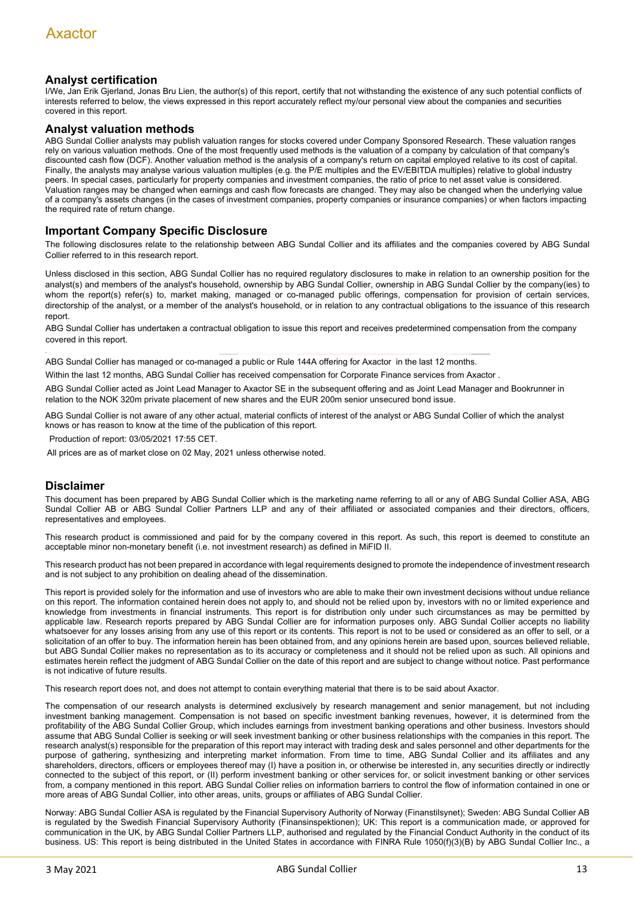## Analyst certification

I/We, Jan Erik Gjerland, Jonas Bru Lien, the author(s) of this report, certify that not withstanding the existence of any such potential conflicts of interests referred to below, the views expressed in this report accurately reflect my/our personal view about the companies and securities covered in this report.

## Analyst valuation methods

ABG Sundal Collier analysts may publish valuation ranges for stocks covered under Company Sponsored Research. These valuation ranges rely on various valuation methods. One of the most frequently used methods is the valuation of a company by calculation of that company's discounted cash flow (DCF). Another valuation method is the analysis of a company's return on capital employed relative to its cost of capital. Finally, the analysts may analyse various valuation multiples (e.g. the P/E multiples and the EV/EBITDA multiples) relative to global industry peers. In special cases, particularly for property companies and investment companies, the ratio of price to net asset value is considered. Valuation ranges may be changed when earnings and cash flow forecasts are changed. They may also be changed when the underlying value of a company's assets changes (in the cases of investment companies, property companies or insurance companies) or when factors impacting the required rate of return change.

## Important Company Specific Disclosure

The following disclosures relate to the relationship between ABG Sundal Collier and its affiliates and the companies covered by ABG Sundal Collier referred to in this research report.

Unless disclosed in this section, ABG Sundal Collier has no required regulatory disclosures to make in relation to an ownership position for the analyst(s) and members of the analyst's household, ownership by ABG Sundal Collier, ownership in ABG Sundal Collier by the company(ies) to whom the report(s) refer(s) to, market making, managed or co-managed public offerings, compensation for provision of certain services, directorship of the analyst, or a member of the analyst's household, or in relation to any contractual obligations to the issuance of this research report.

ABG Sundal Collier has undertaken a contractual obligation to issue this report and receives predetermined compensation from the company covered in this report.

ABG Sundal Collier has managed or co-managed a public or Rule 144A offering for Axactor in the last 12 months.

Within the last 12 months, ABG Sundal Collier has received compensation for Corporate Finance services from Axactor .

ABG Sundal Collier acted as Joint Lead Manager to Axactor SE in the subsequent offering and as Joint Lead Manager and Bookrunner in relation to the NOK 320m private placement of new shares and the EUR 200m senior unsecured bond issue.

ABG Sundal Collier is not aware of any other actual, material conflicts of interest of the analyst or ABG Sundal Collier of which the analyst knows or has reason to know at the time of the publication of this report.

Production of report: 03/05/2021 17:55 CET.

All prices are as of market close on 02 May, 2021 unless otherwise noted.

## Disclaimer

This document has been prepared by ABG Sundal Collier which is the marketing name referring to all or any of ABG Sundal Collier ASA, ABG Sundal Collier AB or ABG Sundal Collier Partners LLP and any of their affiliated or associated companies and their directors, officers, representatives and employees.

This research product is commissioned and paid for by the company covered in this report. As such, this report is deemed to constitute an acceptable minor non-monetary benefit (i.e. not investment research) as defined in MiFID II.

This research product has not been prepared in accordance with legal requirements designed to promote the independence of investment research and is not subject to any prohibition on dealing ahead of the dissemination.

This report is provided solely for the information and use of investors who are able to make their own investment decisions without undue reliance on this report. The information contained herein does not apply to, and should not be relied upon by, investors with no or limited experience and knowledge from investments in financial instruments. This report is for distribution only under such circumstances as may be permitted by applicable law. Research reports prepared by ABG Sundal Collier are for information purposes only. ABG Sundal Collier accepts no liability whatsoever for any losses arising from any use of this report or its contents. This report is not to be used or considered as an offer to sell, or a solicitation of an offer to buy. The information herein has been obtained from, and any opinions herein are based upon, sources believed reliable, but ABG Sundal Collier makes no representation as to its accuracy or completeness and it should not be relied upon as such. All opinions and estimates herein reflect the judgment of ABG Sundal Collier on the date of this report and are subject to change without notice. Past performance is not indicative of future results.

This research report does not, and does not attempt to contain everything material that there is to be said about Axactor.

The compensation of our research analysts is determined exclusively by research management and senior management, but not including investment banking management. Compensation is not based on specific investment banking revenues, however, it is determined from the profitability of the ABG Sundal Collier Group, which includes earnings from investment banking operations and other business. Investors should assume that ABG Sundal Collier is seeking or will seek investment banking or other business relationships with the companies in this report. The research analyst(s) responsible for the preparation of this report may interact with trading desk and sales personnel and other departments for the purpose of gathering, synthesizing and interpreting market information. From time to time, ABG Sundal Collier and its affiliates and any shareholders, directors, officers or employees thereof may (I) have a position in, or otherwise be interested in, any securities directly or indirectly connected to the subject of this report, or (II) perform investment banking or other services for, or solicit investment banking or other services from, a company mentioned in this report. ABG Sundal Collier relies on information barriers to control the flow of information contained in one or more areas of ABG Sundal Collier, into other areas, units, groups or affiliates of ABG Sundal Collier.

Norway: ABG Sundal Collier ASA is regulated by the Financial Supervisory Authority of Norway (Finanstilsynet); Sweden: ABG Sundal Collier AB is regulated by the Swedish Financial Supervisory Authority (Finansinspektionen); UK: This report is a communication made, or approved for communication in the UK, by ABG Sundal Collier Partners LLP, authorised and regulated by the Financial Conduct Authority in the conduct of its business. US: This report is being distributed in the United States in accordance with FINRA Rule 1050(f)(3)(B) by ABG Sundal Collier Inc., a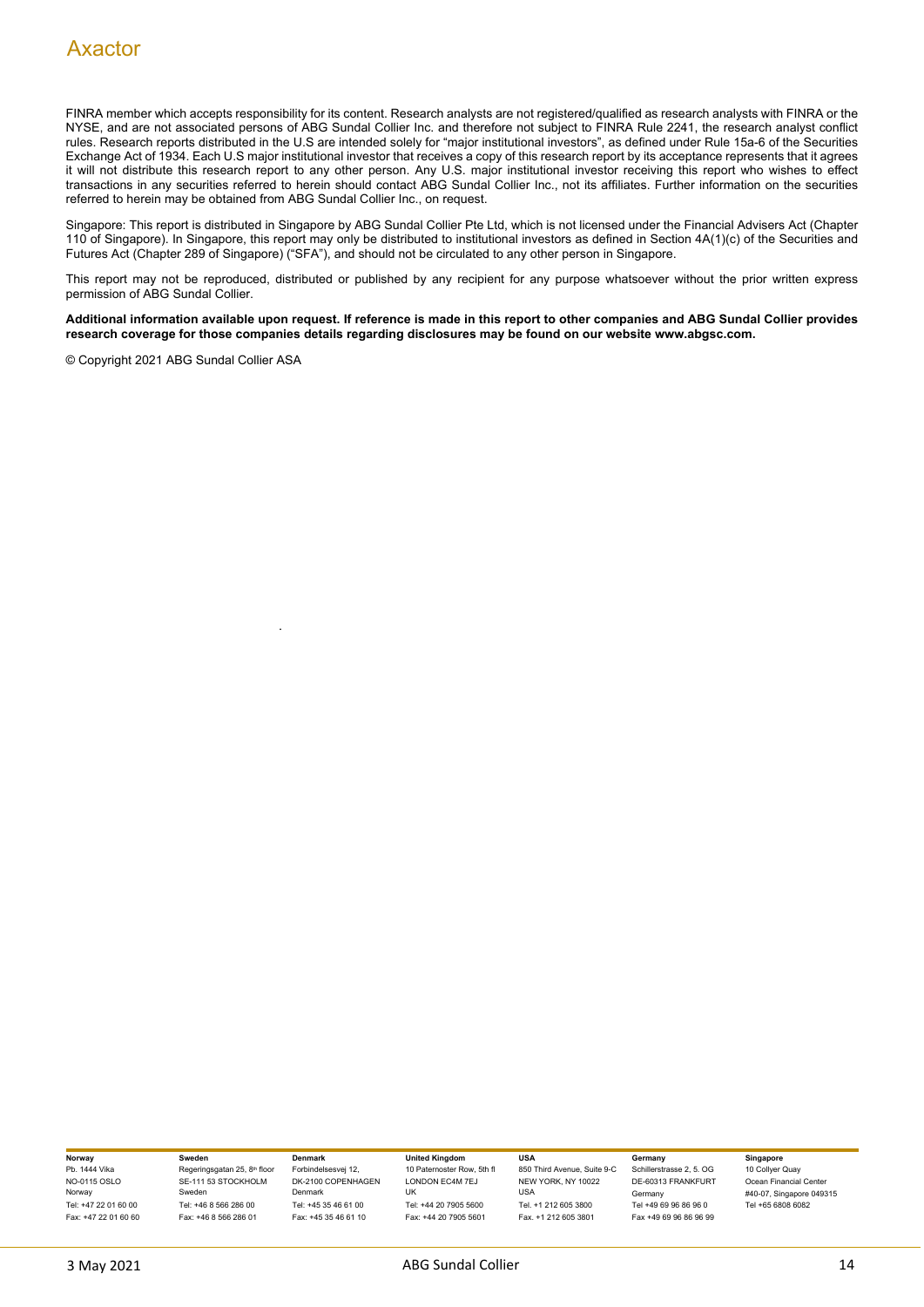FINRA member which accepts responsibility for its content. Research analysts are not registered/qualified as research analysts with FINRA or the NYSE, and are not associated persons of ABG Sundal Collier Inc. and therefore not subject to FINRA Rule 2241, the research analyst conflict rules. Research reports distributed in the U.S are intended solely for "major institutional investors", as defined under Rule 15a-6 of the Securities Exchange Act of 1934. Each U.S major institutional investor that receives a copy of this research report by its acceptance represents that it agrees it will not distribute this research report to any other person. Any U.S. major institutional investor receiving this report who wishes to effect transactions in any securities referred to herein should contact ABG Sundal Collier Inc., not its affiliates. Further information on the securities referred to herein may be obtained from ABG Sundal Collier Inc., on request.

Singapore: This report is distributed in Singapore by ABG Sundal Collier Pte Ltd, which is not licensed under the Financial Advisers Act (Chapter 110 of Singapore). In Singapore, this report may only be distributed to institutional investors as defined in Section 4A(1)(c) of the Securities and Futures Act (Chapter 289 of Singapore) ("SFA"), and should not be circulated to any other person in Singapore.

This report may not be reproduced, distributed or published by any recipient for any purpose whatsoever without the prior written express permission of ABG Sundal Collier.

**Additional information available upon request. If reference is made in this report to other companies and ABG Sundal Collier provides research coverage for those companies details regarding disclosures may be found on our website www.abgsc.com.**

© Copyright 2021 ABG Sundal Collier ASA

| Norway | Sweden | Denmark | United Kingdom | USA | Germany | Singapore |
|---|---|---|---|---|---|---|
| Pb. 1444 Vika | Regeringsgatan 25, 8th floor | Forbindelsesvej 12, | 10 Paternoster Row, 5th fl | 850 Third Avenue, Suite 9-C | Schillerstrasse 2, 5. OG | 10 Collyer Quay |
| NO-0115 OSLO | SE-111 53 STOCKHOLM | DK-2100 COPENHAGEN | LONDON EC4M 7EJ | NEW YORK, NY 10022 | DE-60313 FRANKFURT | Ocean Financial Center |
| Norway | Sweden | Denmark | UK | USA | Germany | #40-07, Singapore 049315 |
| Tel: +47 22 01 60 00 | Tel: +46 8 566 286 00 | Tel: +45 35 46 61 00 | Tel: +44 20 7905 5600 | Tel. +1 212 605 3800 | Tel +49 69 96 86 96 0 | Tel +65 6808 6082 |
| Fax: +47 22 01 60 60 | Fax: +46 8 566 286 01 | Fax: +45 35 46 61 10 | Fax: +44 20 7905 5601 | Fax. +1 212 605 3801 | Fax +49 69 96 86 96 99 | |